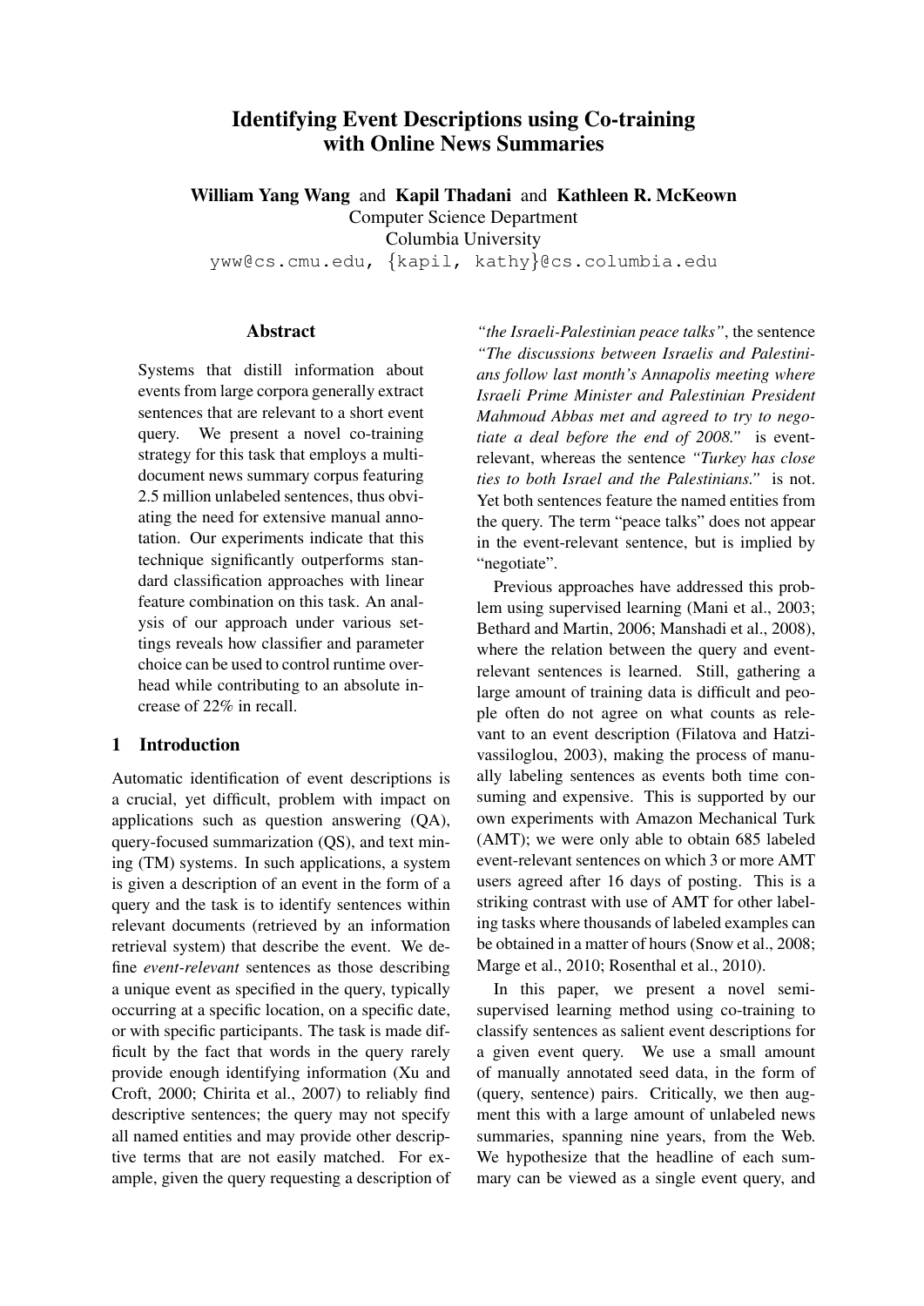# Identifying Event Descriptions using Co-training with Online News Summaries

**William Yang Wang** and **Kapil Thadani** and **Kathleen R. McKeown**

Computer Science Department
Columbia University

yww@cs.cmu.edu, {kapil, kathy}@cs.columbia.edu

## Abstract

Systems that distill information about events from large corpora generally extract sentences that are relevant to a short event query. We present a novel co-training strategy for this task that employs a multi-document news summary corpus featuring 2.5 million unlabeled sentences, thus obviating the need for extensive manual annotation. Our experiments indicate that this technique significantly outperforms standard classification approaches with linear feature combination on this task. An analysis of our approach under various settings reveals how classifier and parameter choice can be used to control runtime overhead while contributing to an absolute increase of 22% in recall.

## 1 Introduction

Automatic identification of event descriptions is a crucial, yet difficult, problem with impact on applications such as question answering (QA), query-focused summarization (QS), and text mining (TM) systems. In such applications, a system is given a description of an event in the form of a query and the task is to identify sentences within relevant documents (retrieved by an information retrieval system) that describe the event. We define *event-relevant* sentences as those describing a unique event as specified in the query, typically occurring at a specific location, on a specific date, or with specific participants. The task is made difficult by the fact that words in the query rarely provide enough identifying information (Xu and Croft, 2000; Chirita et al., 2007) to reliably find descriptive sentences; the query may not specify all named entities and may provide other descriptive terms that are not easily matched. For example, given the query requesting a description of *"the Israeli-Palestinian peace talks"*, the sentence *"The discussions between Israelis and Palestinians follow last month's Annapolis meeting where Israeli Prime Minister and Palestinian President Mahmoud Abbas met and agreed to try to negotiate a deal before the end of 2008."* is event-relevant, whereas the sentence *"Turkey has close ties to both Israel and the Palestinians."* is not. Yet both sentences feature the named entities from the query. The term "peace talks" does not appear in the event-relevant sentence, but is implied by "negotiate".

Previous approaches have addressed this problem using supervised learning (Mani et al., 2003; Bethard and Martin, 2006; Manshadi et al., 2008), where the relation between the query and event-relevant sentences is learned. Still, gathering a large amount of training data is difficult and people often do not agree on what counts as relevant to an event description (Filatova and Hatzivassiloglou, 2003), making the process of manually labeling sentences as events both time consuming and expensive. This is supported by our own experiments with Amazon Mechanical Turk (AMT); we were only able to obtain 685 labeled event-relevant sentences on which 3 or more AMT users agreed after 16 days of posting. This is a striking contrast with use of AMT for other labeling tasks where thousands of labeled examples can be obtained in a matter of hours (Snow et al., 2008; Marge et al., 2010; Rosenthal et al., 2010).

In this paper, we present a novel semi-supervised learning method using co-training to classify sentences as salient event descriptions for a given event query. We use a small amount of manually annotated seed data, in the form of (query, sentence) pairs. Critically, we then augment this with a large amount of unlabeled news summaries, spanning nine years, from the Web. We hypothesize that the headline of each summary can be viewed as a single event query, and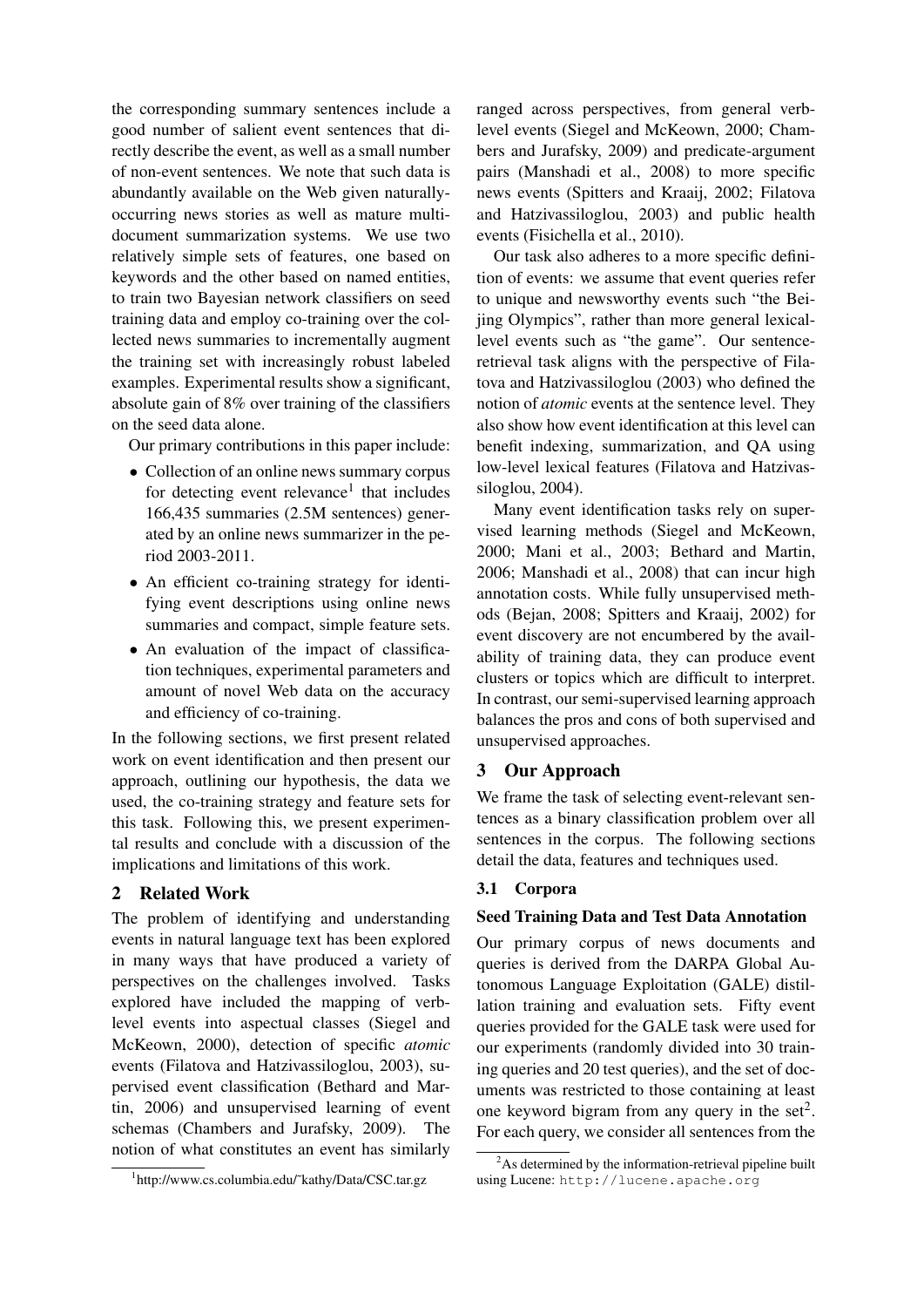the corresponding summary sentences include a good number of salient event sentences that directly describe the event, as well as a small number of non-event sentences. We note that such data is abundantly available on the Web given naturally-occurring news stories as well as mature multi-document summarization systems. We use two relatively simple sets of features, one based on keywords and the other based on named entities, to train two Bayesian network classifiers on seed training data and employ co-training over the collected news summaries to incrementally augment the training set with increasingly robust labeled examples. Experimental results show a significant, absolute gain of 8% over training of the classifiers on the seed data alone.

Our primary contributions in this paper include:

- Collection of an online news summary corpus for detecting event relevance[1] that includes 166,435 summaries (2.5M sentences) generated by an online news summarizer in the period 2003-2011.
- An efficient co-training strategy for identifying event descriptions using online news summaries and compact, simple feature sets.
- An evaluation of the impact of classification techniques, experimental parameters and amount of novel Web data on the accuracy and efficiency of co-training.

In the following sections, we first present related work on event identification and then present our approach, outlining our hypothesis, the data we used, the co-training strategy and feature sets for this task. Following this, we present experimental results and conclude with a discussion of the implications and limitations of this work.

## 2 Related Work

The problem of identifying and understanding events in natural language text has been explored in many ways that have produced a variety of perspectives on the challenges involved. Tasks explored have included the mapping of verb-level events into aspectual classes (Siegel and McKeown, 2000), detection of specific *atomic* events (Filatova and Hatzivassiloglou, 2003), supervised event classification (Bethard and Martin, 2006) and unsupervised learning of event schemas (Chambers and Jurafsky, 2009). The notion of what constitutes an event has similarly ranged across perspectives, from general verb-level events (Siegel and McKeown, 2000; Chambers and Jurafsky, 2009) and predicate-argument pairs (Manshadi et al., 2008) to more specific news events (Spitters and Kraaij, 2002; Filatova and Hatzivassiloglou, 2003) and public health events (Fisichella et al., 2010).

Our task also adheres to a more specific definition of events: we assume that event queries refer to unique and newsworthy events such "the Beijing Olympics", rather than more general lexical-level events such as "the game". Our sentence-retrieval task aligns with the perspective of Filatova and Hatzivassiloglou (2003) who defined the notion of *atomic* events at the sentence level. They also show how event identification at this level can benefit indexing, summarization, and QA using low-level lexical features (Filatova and Hatzivassiloglou, 2004).

Many event identification tasks rely on supervised learning methods (Siegel and McKeown, 2000; Mani et al., 2003; Bethard and Martin, 2006; Manshadi et al., 2008) that can incur high annotation costs. While fully unsupervised methods (Bejan, 2008; Spitters and Kraaij, 2002) for event discovery are not encumbered by the availability of training data, they can produce event clusters or topics which are difficult to interpret. In contrast, our semi-supervised learning approach balances the pros and cons of both supervised and unsupervised approaches.

## 3 Our Approach

We frame the task of selecting event-relevant sentences as a binary classification problem over all sentences in the corpus. The following sections detail the data, features and techniques used.

### 3.1 Corpora

**Seed Training Data and Test Data Annotation**

Our primary corpus of news documents and queries is derived from the DARPA Global Autonomous Language Exploitation (GALE) distillation training and evaluation sets. Fifty event queries provided for the GALE task were used for our experiments (randomly divided into 30 training queries and 20 test queries), and the set of documents was restricted to those containing at least one keyword bigram from any query in the set[2]. For each query, we consider all sentences from the

[1] http://www.cs.columbia.edu/~kathy/Data/CSC.tar.gz

[2] As determined by the information-retrieval pipeline built using Lucene: http://lucene.apache.org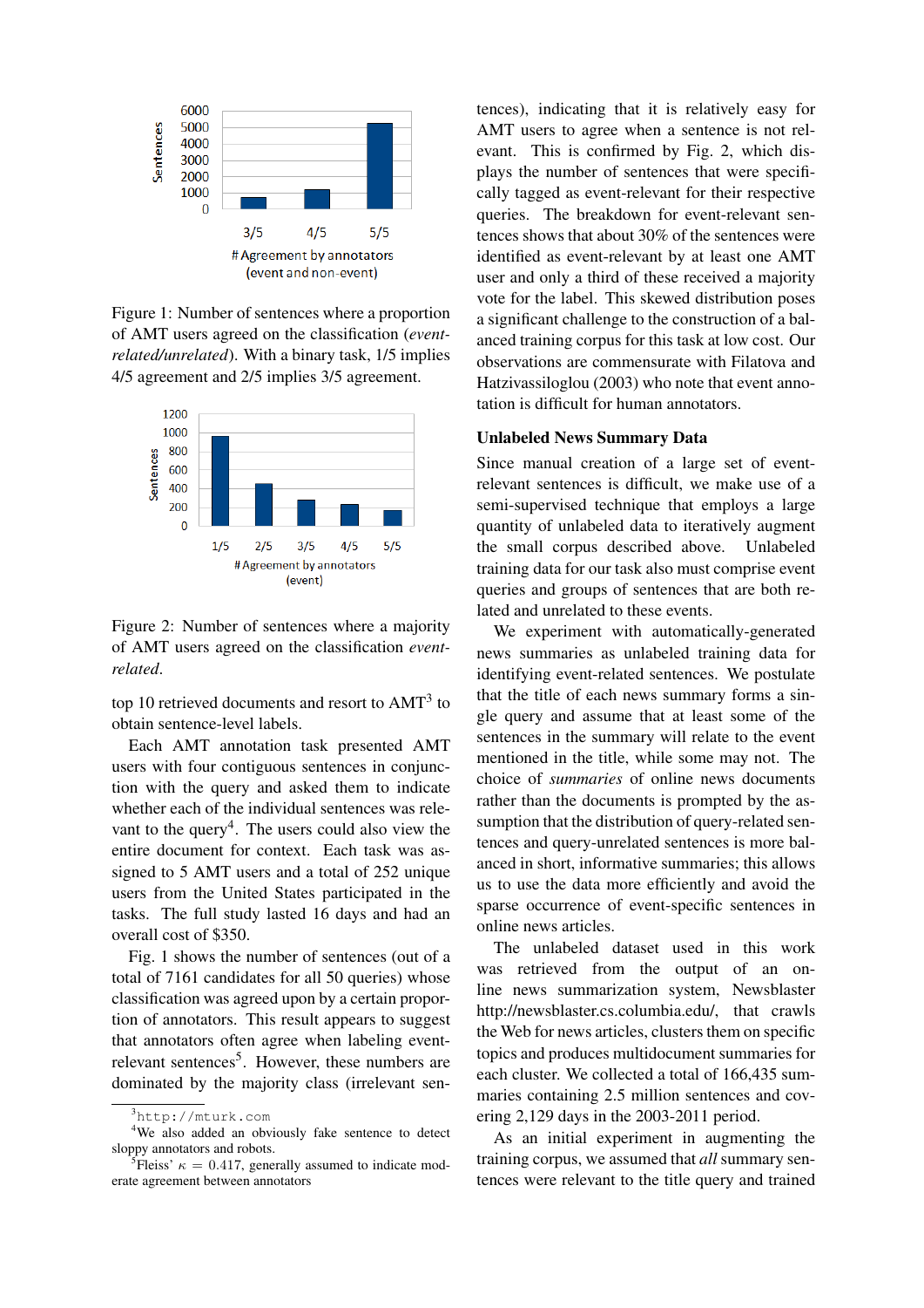Figure 1: Number of sentences where a proportion of AMT users agreed on the classification (*event-related/unrelated*). With a binary task, 1/5 implies 4/5 agreement and 2/5 implies 3/5 agreement.

Figure 2: Number of sentences where a majority of AMT users agreed on the classification *event-related*.

top 10 retrieved documents and resort to AMT[3] to obtain sentence-level labels.

Each AMT annotation task presented AMT users with four contiguous sentences in conjunction with the query and asked them to indicate whether each of the individual sentences was relevant to the query[4]. The users could also view the entire document for context. Each task was assigned to 5 AMT users and a total of 252 unique users from the United States participated in the tasks. The full study lasted 16 days and had an overall cost of $350.

Fig. 1 shows the number of sentences (out of a total of 7161 candidates for all 50 queries) whose classification was agreed upon by a certain proportion of annotators. This result appears to suggest that annotators often agree when labeling event-relevant sentences[5]. However, these numbers are dominated by the majority class (irrelevant sentences), indicating that it is relatively easy for AMT users to agree when a sentence is not relevant. This is confirmed by Fig. 2, which displays the number of sentences that were specifically tagged as event-relevant for their respective queries. The breakdown for event-relevant sentences shows that about 30% of the sentences were identified as event-relevant by at least one AMT user and only a third of these received a majority vote for the label. This skewed distribution poses a significant challenge to the construction of a balanced training corpus for this task at low cost. Our observations are commensurate with Filatova and Hatzivassiloglou (2003) who note that event annotation is difficult for human annotators.

### Unlabeled News Summary Data

Since manual creation of a large set of event-relevant sentences is difficult, we make use of a semi-supervised technique that employs a large quantity of unlabeled data to iteratively augment the small corpus described above. Unlabeled training data for our task also must comprise event queries and groups of sentences that are both related and unrelated to these events.

We experiment with automatically-generated news summaries as unlabeled training data for identifying event-related sentences. We postulate that the title of each news summary forms a single query and assume that at least some of the sentences in the summary will relate to the event mentioned in the title, while some may not. The choice of *summaries* of online news documents rather than the documents is prompted by the assumption that the distribution of query-related sentences and query-unrelated sentences is more balanced in short, informative summaries; this allows us to use the data more efficiently and avoid the sparse occurrence of event-specific sentences in online news articles.

The unlabeled dataset used in this work was retrieved from the output of an online news summarization system, Newsblaster http://newsblaster.cs.columbia.edu/, that crawls the Web for news articles, clusters them on specific topics and produces multidocument summaries for each cluster. We collected a total of 166,435 summaries containing 2.5 million sentences and covering 2,129 days in the 2003-2011 period.

As an initial experiment in augmenting the training corpus, we assumed that *all* summary sentences were relevant to the title query and trained

---

[3] `http://mturk.com`

[4] We also added an obviously fake sentence to detect sloppy annotators and robots.

[5] Fleiss' $\kappa = 0.417$, generally assumed to indicate moderate agreement between annotators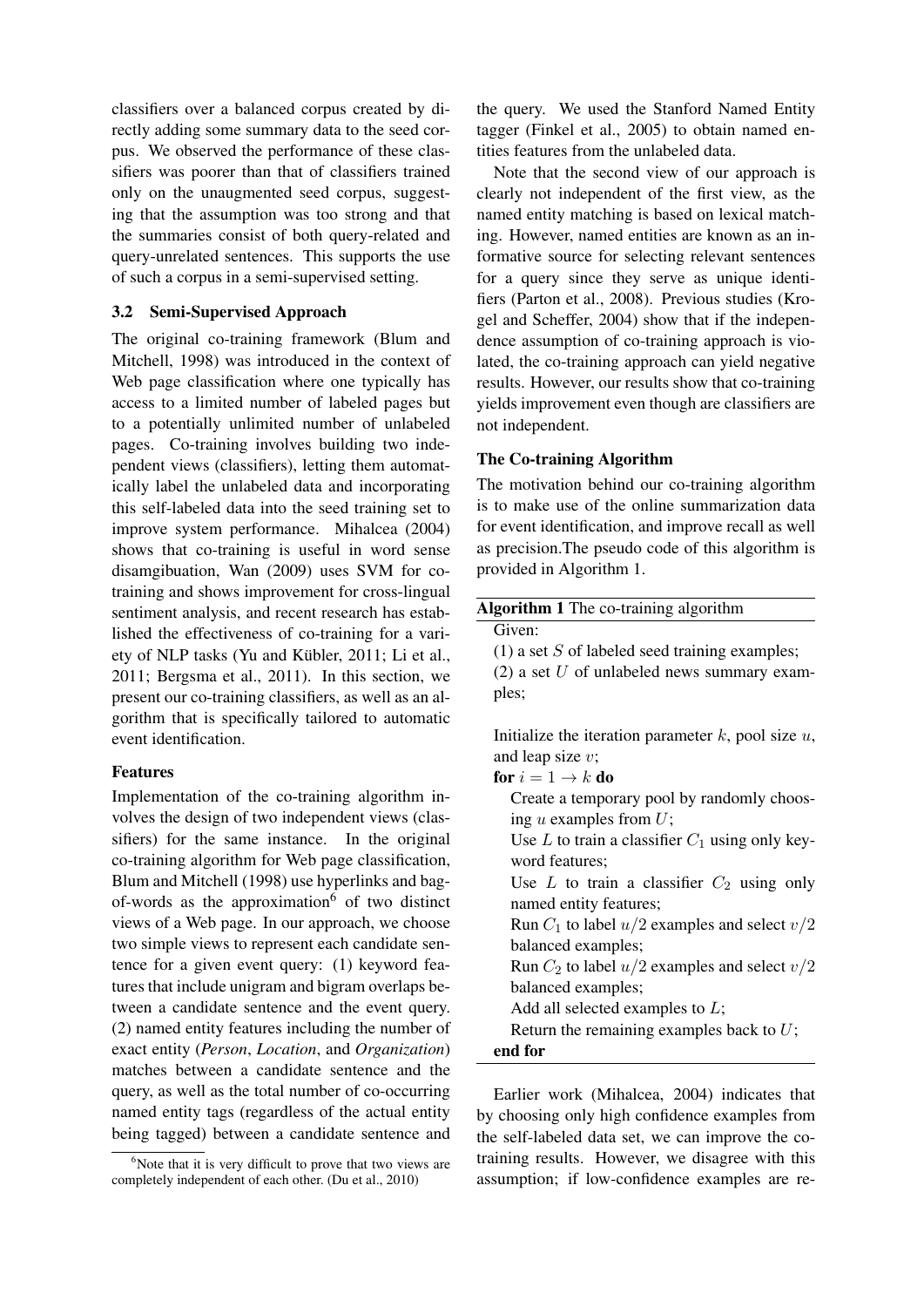classifiers over a balanced corpus created by directly adding some summary data to the seed corpus. We observed the performance of these classifiers was poorer than that of classifiers trained only on the unaugmented seed corpus, suggesting that the assumption was too strong and that the summaries consist of both query-related and query-unrelated sentences. This supports the use of such a corpus in a semi-supervised setting.

### 3.2 Semi-Supervised Approach

The original co-training framework (Blum and Mitchell, 1998) was introduced in the context of Web page classification where one typically has access to a limited number of labeled pages but to a potentially unlimited number of unlabeled pages. Co-training involves building two independent views (classifiers), letting them automatically label the unlabeled data and incorporating this self-labeled data into the seed training set to improve system performance. Mihalcea (2004) shows that co-training is useful in word sense disamgibuation, Wan (2009) uses SVM for co-training and shows improvement for cross-lingual sentiment analysis, and recent research has established the effectiveness of co-training for a variety of NLP tasks (Yu and Kübler, 2011; Li et al., 2011; Bergsma et al., 2011). In this section, we present our co-training classifiers, as well as an algorithm that is specifically tailored to automatic event identification.

#### Features

Implementation of the co-training algorithm involves the design of two independent views (classifiers) for the same instance. In the original co-training algorithm for Web page classification, Blum and Mitchell (1998) use hyperlinks and bag-of-words as the approximation[6] of two distinct views of a Web page. In our approach, we choose two simple views to represent each candidate sentence for a given event query: (1) keyword features that include unigram and bigram overlaps between a candidate sentence and the event query. (2) named entity features including the number of exact entity (*Person*, *Location*, and *Organization*) matches between a candidate sentence and the query, as well as the total number of co-occurring named entity tags (regardless of the actual entity being tagged) between a candidate sentence and the query. We used the Stanford Named Entity tagger (Finkel et al., 2005) to obtain named entities features from the unlabeled data.

Note that the second view of our approach is clearly not independent of the first view, as the named entity matching is based on lexical matching. However, named entities are known as an informative source for selecting relevant sentences for a query since they serve as unique identifiers (Parton et al., 2008). Previous studies (Krogel and Scheffer, 2004) show that if the independence assumption of co-training approach is violated, the co-training approach can yield negative results. However, our results show that co-training yields improvement even though are classifiers are not independent.

#### The Co-training Algorithm

The motivation behind our co-training algorithm is to make use of the online summarization data for event identification, and improve recall as well as precision.The pseudo code of this algorithm is provided in Algorithm 1.

**Algorithm 1** The co-training algorithm

Given:
(1) a set $S$ of labeled seed training examples;
(2) a set $U$ of unlabeled news summary examples;

Initialize the iteration parameter $k$, pool size $u$, and leap size $v$;
**for** $i = 1 \rightarrow k$ **do**
  Create a temporary pool by randomly choosing $u$ examples from $U$;
  Use $L$ to train a classifier $C_1$ using only keyword features;
  Use $L$ to train a classifier $C_2$ using only named entity features;
  Run $C_1$ to label $u/2$ examples and select $v/2$ balanced examples;
  Run $C_2$ to label $u/2$ examples and select $v/2$ balanced examples;
  Add all selected examples to $L$;
  Return the remaining examples back to $U$;
**end for**

Earlier work (Mihalcea, 2004) indicates that by choosing only high confidence examples from the self-labeled data set, we can improve the co-training results. However, we disagree with this assumption; if low-confidence examples are re-

[6] Note that it is very difficult to prove that two views are completely independent of each other. (Du et al., 2010)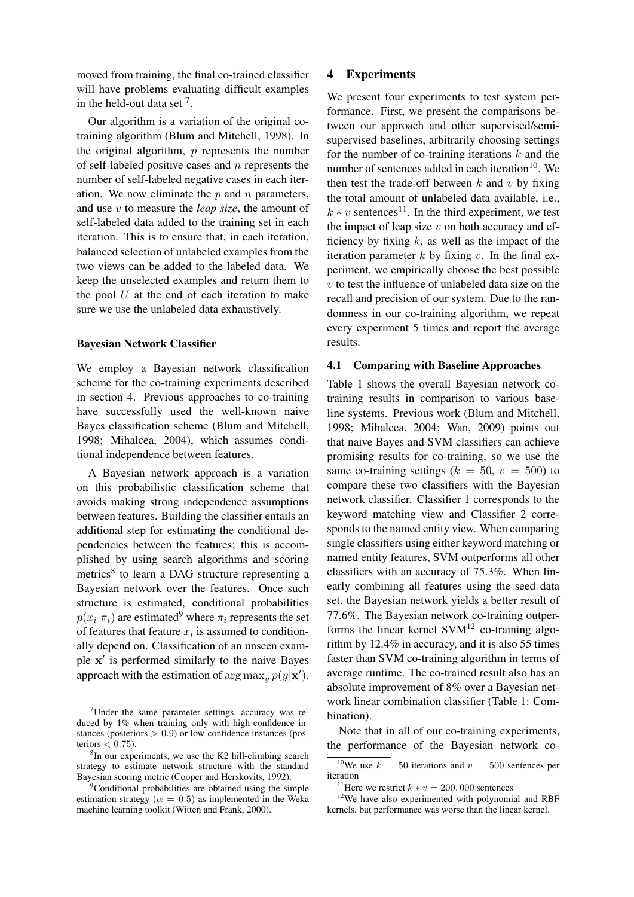moved from training, the final co-trained classifier will have problems evaluating difficult examples in the held-out data set [7].

Our algorithm is a variation of the original co-training algorithm (Blum and Mitchell, 1998). In the original algorithm, $p$ represents the number of self-labeled positive cases and $n$ represents the number of self-labeled negative cases in each iteration. We now eliminate the $p$ and $n$ parameters, and use $v$ to measure the *leap size*, the amount of self-labeled data added to the training set in each iteration. This is to ensure that, in each iteration, balanced selection of unlabeled examples from the two views can be added to the labeled data. We keep the unselected examples and return them to the pool $U$ at the end of each iteration to make sure we use the unlabeled data exhaustively.

**Bayesian Network Classifier**

We employ a Bayesian network classification scheme for the co-training experiments described in section 4. Previous approaches to co-training have successfully used the well-known naive Bayes classification scheme (Blum and Mitchell, 1998; Mihalcea, 2004), which assumes conditional independence between features.

A Bayesian network approach is a variation on this probabilistic classification scheme that avoids making strong independence assumptions between features. Building the classifier entails an additional step for estimating the conditional dependencies between the features; this is accomplished by using search algorithms and scoring metrics[8] to learn a DAG structure representing a Bayesian network over the features. Once such structure is estimated, conditional probabilities $p(x_i|\pi_i)$ are estimated[9] where $\pi_i$ represents the set of features that feature $x_i$ is assumed to conditionally depend on. Classification of an unseen example $\mathbf{x}'$ is performed similarly to the naive Bayes approach with the estimation of $\arg\max_y p(y|\mathbf{x}')$.

[7] Under the same parameter settings, accuracy was reduced by 1% when training only with high-confidence instances (posteriors $> 0.9$) or low-confidence instances (posteriors $< 0.75$).

[8] In our experiments, we use the K2 hill-climbing search strategy to estimate network structure with the standard Bayesian scoring metric (Cooper and Herskovits, 1992).

[9] Conditional probabilities are obtained using the simple estimation strategy ($\alpha = 0.5$) as implemented in the Weka machine learning toolkit (Witten and Frank, 2000).

# 4 Experiments

We present four experiments to test system performance. First, we present the comparisons between our approach and other supervised/semi-supervised baselines, arbitrarily choosing settings for the number of co-training iterations $k$ and the number of sentences added in each iteration[10]. We then test the trade-off between $k$ and $v$ by fixing the total amount of unlabeled data available, i.e., $k * v$ sentences[11]. In the third experiment, we test the impact of leap size $v$ on both accuracy and efficiency by fixing $k$, as well as the impact of the iteration parameter $k$ by fixing $v$. In the final experiment, we empirically choose the best possible $v$ to test the influence of unlabeled data size on the recall and precision of our system. Due to the randomness in our co-training algorithm, we repeat every experiment 5 times and report the average results.

## 4.1 Comparing with Baseline Approaches

Table 1 shows the overall Bayesian network co-training results in comparison to various baseline systems. Previous work (Blum and Mitchell, 1998; Mihalcea, 2004; Wan, 2009) points out that naive Bayes and SVM classifiers can achieve promising results for co-training, so we use the same co-training settings ($k = 50$, $v = 500$) to compare these two classifiers with the Bayesian network classifier. Classifier 1 corresponds to the keyword matching view and Classifier 2 corresponds to the named entity view. When comparing single classifiers using either keyword matching or named entity features, SVM outperforms all other classifiers with an accuracy of 75.3%. When linearly combining all features using the seed data set, the Bayesian network yields a better result of 77.6%. The Bayesian network co-training outperforms the linear kernel SVM[12] co-training algorithm by 12.4% in accuracy, and it is also 55 times faster than SVM co-training algorithm in terms of average runtime. The co-trained result also has an absolute improvement of 8% over a Bayesian network linear combination classifier (Table 1: Combination).

Note that in all of our co-training experiments, the performance of the Bayesian network co-

[10] We use $k = 50$ iterations and $v = 500$ sentences per iteration

[11] Here we restrict $k * v = 200,000$ sentences

[12] We have also experimented with polynomial and RBF kernels, but performance was worse than the linear kernel.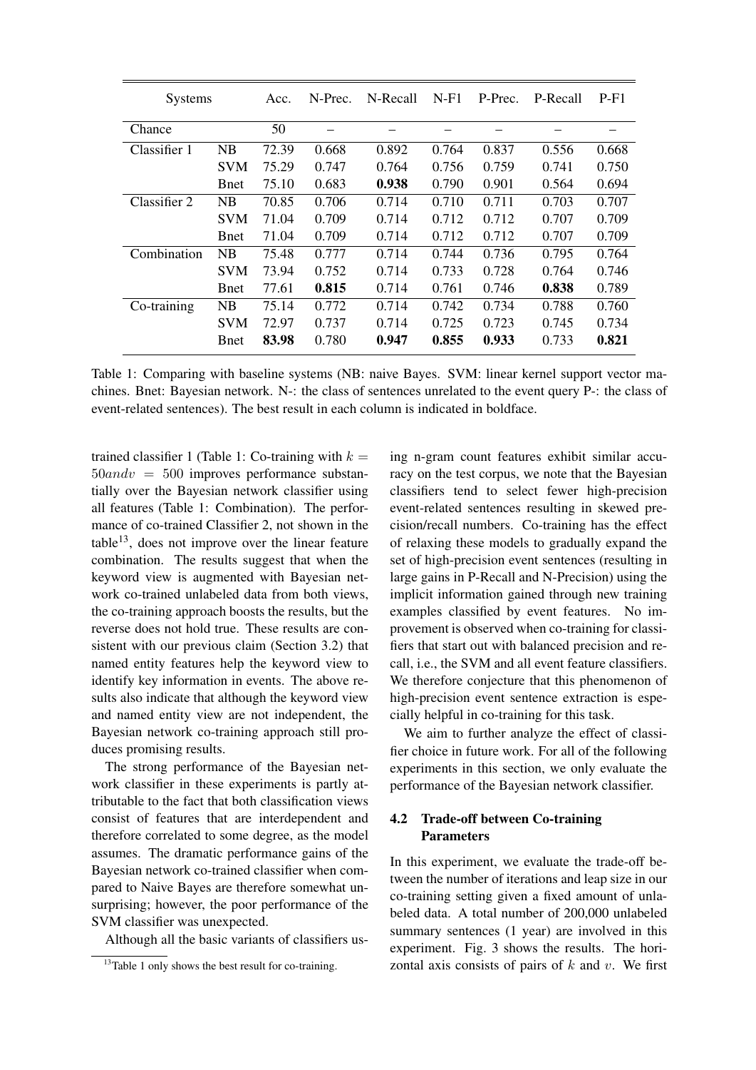| Systems | | Acc. | N-Prec. | N-Recall | N-F1 | P-Prec. | P-Recall | P-F1 |
|---|---|---|---|---|---|---|---|---|
| Chance | | 50 | – | – | – | – | – | – |
| Classifier 1 | NB | 72.39 | 0.668 | 0.892 | 0.764 | 0.837 | 0.556 | 0.668 |
| | SVM | 75.29 | 0.747 | 0.764 | 0.756 | 0.759 | 0.741 | 0.750 |
| | Bnet | 75.10 | 0.683 | **0.938** | 0.790 | 0.901 | 0.564 | 0.694 |
| Classifier 2 | NB | 70.85 | 0.706 | 0.714 | 0.710 | 0.711 | 0.703 | 0.707 |
| | SVM | 71.04 | 0.709 | 0.714 | 0.712 | 0.712 | 0.707 | 0.709 |
| | Bnet | 71.04 | 0.709 | 0.714 | 0.712 | 0.712 | 0.707 | 0.709 |
| Combination | NB | 75.48 | 0.777 | 0.714 | 0.744 | 0.736 | 0.795 | 0.764 |
| | SVM | 73.94 | 0.752 | 0.714 | 0.733 | 0.728 | 0.764 | 0.746 |
| | Bnet | 77.61 | **0.815** | 0.714 | 0.761 | 0.746 | **0.838** | 0.789 |
| Co-training | NB | 75.14 | 0.772 | 0.714 | 0.742 | 0.734 | 0.788 | 0.760 |
| | SVM | 72.97 | 0.737 | 0.714 | 0.725 | 0.723 | 0.745 | 0.734 |
| | Bnet | **83.98** | 0.780 | **0.947** | **0.855** | **0.933** | 0.733 | **0.821** |

Table 1: Comparing with baseline systems (NB: naive Bayes. SVM: linear kernel support vector machines. Bnet: Bayesian network. N-: the class of sentences unrelated to the event query P-: the class of event-related sentences). The best result in each column is indicated in boldface.

trained classifier 1 (Table 1: Co-training with $k = 50andv = 500$ improves performance substantially over the Bayesian network classifier using all features (Table 1: Combination). The performance of co-trained Classifier 2, not shown in the table[13], does not improve over the linear feature combination. The results suggest that when the keyword view is augmented with Bayesian network co-trained unlabeled data from both views, the co-training approach boosts the results, but the reverse does not hold true. These results are consistent with our previous claim (Section 3.2) that named entity features help the keyword view to identify key information in events. The above results also indicate that although the keyword view and named entity view are not independent, the Bayesian network co-training approach still produces promising results.

The strong performance of the Bayesian network classifier in these experiments is partly attributable to the fact that both classification views consist of features that are interdependent and therefore correlated to some degree, as the model assumes. The dramatic performance gains of the Bayesian network co-trained classifier when compared to Naive Bayes are therefore somewhat unsurprising; however, the poor performance of the SVM classifier was unexpected.

Although all the basic variants of classifiers using n-gram count features exhibit similar accuracy on the test corpus, we note that the Bayesian classifiers tend to select fewer high-precision event-related sentences resulting in skewed precision/recall numbers. Co-training has the effect of relaxing these models to gradually expand the set of high-precision event sentences (resulting in large gains in P-Recall and N-Precision) using the implicit information gained through new training examples classified by event features. No improvement is observed when co-training for classifiers that start out with balanced precision and recall, i.e., the SVM and all event feature classifiers. We therefore conjecture that this phenomenon of high-precision event sentence extraction is especially helpful in co-training for this task.

We aim to further analyze the effect of classifier choice in future work. For all of the following experiments in this section, we only evaluate the performance of the Bayesian network classifier.

### 4.2 Trade-off between Co-training Parameters

In this experiment, we evaluate the trade-off between the number of iterations and leap size in our co-training setting given a fixed amount of unlabeled data. A total number of 200,000 unlabeled summary sentences (1 year) are involved in this experiment. Fig. 3 shows the results. The horizontal axis consists of pairs of $k$ and $v$. We first

[13] Table 1 only shows the best result for co-training.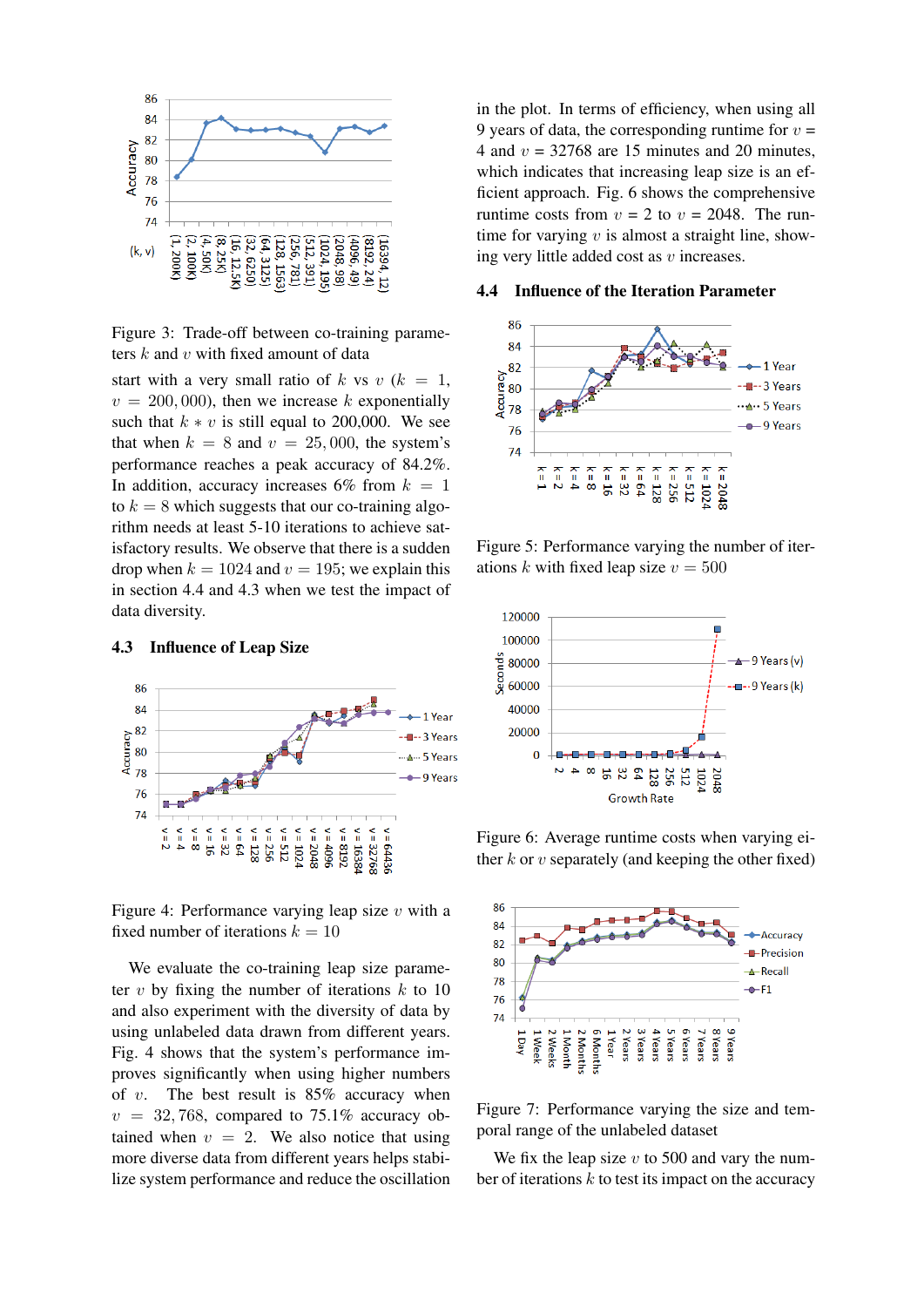Figure 3: Trade-off between co-training parameters $k$ and $v$ with fixed amount of data

start with a very small ratio of $k$ vs $v$ ($k = 1$, $v = 200,000$), then we increase $k$ exponentially such that $k * v$ is still equal to 200,000. We see that when $k = 8$ and $v = 25,000$, the system's performance reaches a peak accuracy of 84.2%. In addition, accuracy increases 6% from $k = 1$ to $k = 8$ which suggests that our co-training algorithm needs at least 5-10 iterations to achieve satisfactory results. We observe that there is a sudden drop when $k = 1024$ and $v = 195$; we explain this in section 4.4 and 4.3 when we test the impact of data diversity.

### 4.3 Influence of Leap Size

Figure 4: Performance varying leap size $v$ with a fixed number of iterations $k = 10$

We evaluate the co-training leap size parameter $v$ by fixing the number of iterations $k$ to 10 and also experiment with the diversity of data by using unlabeled data drawn from different years. Fig. 4 shows that the system's performance improves significantly when using higher numbers of $v$. The best result is 85% accuracy when $v = 32,768$, compared to 75.1% accuracy obtained when $v = 2$. We also notice that using more diverse data from different years helps stabilize system performance and reduce the oscillation in the plot. In terms of efficiency, when using all 9 years of data, the corresponding runtime for $v = 4$ and $v = 32768$ are 15 minutes and 20 minutes, which indicates that increasing leap size is an efficient approach. Fig. 6 shows the comprehensive runtime costs from $v = 2$ to $v = 2048$. The runtime for varying $v$ is almost a straight line, showing very little added cost as $v$ increases.

### 4.4 Influence of the Iteration Parameter

Figure 5: Performance varying the number of iterations $k$ with fixed leap size $v = 500$

Figure 6: Average runtime costs when varying either $k$ or $v$ separately (and keeping the other fixed)

Figure 7: Performance varying the size and temporal range of the unlabeled dataset

We fix the leap size $v$ to 500 and vary the number of iterations $k$ to test its impact on the accuracy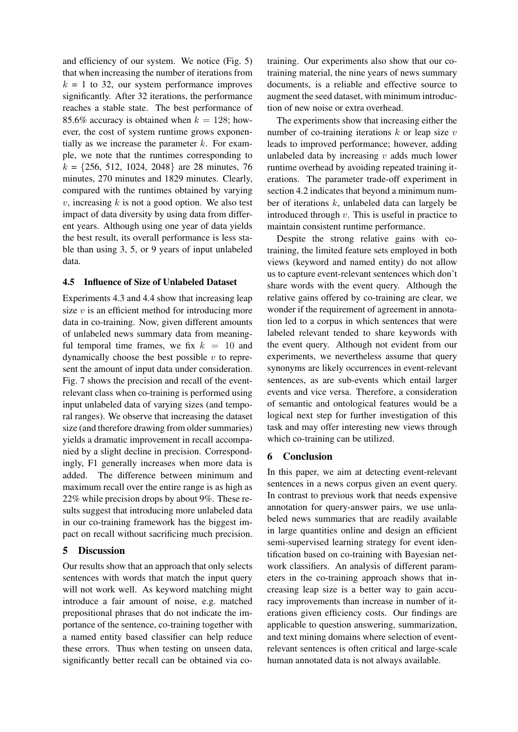and efficiency of our system. We notice (Fig. 5) that when increasing the number of iterations from $k$ = 1 to 32, our system performance improves significantly. After 32 iterations, the performance reaches a stable state. The best performance of 85.6% accuracy is obtained when $k = 128$; however, the cost of system runtime grows exponentially as we increase the parameter $k$. For example, we note that the runtimes corresponding to $k$ = {256, 512, 1024, 2048} are 28 minutes, 76 minutes, 270 minutes and 1829 minutes. Clearly, compared with the runtimes obtained by varying $v$, increasing $k$ is not a good option. We also test impact of data diversity by using data from different years. Although using one year of data yields the best result, its overall performance is less stable than using 3, 5, or 9 years of input unlabeled data.

### 4.5 Influence of Size of Unlabeled Dataset

Experiments 4.3 and 4.4 show that increasing leap size $v$ is an efficient method for introducing more data in co-training. Now, given different amounts of unlabeled news summary data from meaningful temporal time frames, we fix $k = 10$ and dynamically choose the best possible $v$ to represent the amount of input data under consideration. Fig. 7 shows the precision and recall of the event-relevant class when co-training is performed using input unlabeled data of varying sizes (and temporal ranges). We observe that increasing the dataset size (and therefore drawing from older summaries) yields a dramatic improvement in recall accompanied by a slight decline in precision. Correspondingly, F1 generally increases when more data is added. The difference between minimum and maximum recall over the entire range is as high as 22% while precision drops by about 9%. These results suggest that introducing more unlabeled data in our co-training framework has the biggest impact on recall without sacrificing much precision.

## 5 Discussion

Our results show that an approach that only selects sentences with words that match the input query will not work well. As keyword matching might introduce a fair amount of noise, e.g. matched prepositional phrases that do not indicate the importance of the sentence, co-training together with a named entity based classifier can help reduce these errors. Thus when testing on unseen data, significantly better recall can be obtained via co-training. Our experiments also show that our co-training material, the nine years of news summary documents, is a reliable and effective source to augment the seed dataset, with minimum introduction of new noise or extra overhead.

The experiments show that increasing either the number of co-training iterations $k$ or leap size $v$ leads to improved performance; however, adding unlabeled data by increasing $v$ adds much lower runtime overhead by avoiding repeated training iterations. The parameter trade-off experiment in section 4.2 indicates that beyond a minimum number of iterations $k$, unlabeled data can largely be introduced through $v$. This is useful in practice to maintain consistent runtime performance.

Despite the strong relative gains with co-training, the limited feature sets employed in both views (keyword and named entity) do not allow us to capture event-relevant sentences which don't share words with the event query. Although the relative gains offered by co-training are clear, we wonder if the requirement of agreement in annotation led to a corpus in which sentences that were labeled relevant tended to share keywords with the event query. Although not evident from our experiments, we nevertheless assume that query synonyms are likely occurrences in event-relevant sentences, as are sub-events which entail larger events and vice versa. Therefore, a consideration of semantic and ontological features would be a logical next step for further investigation of this task and may offer interesting new views through which co-training can be utilized.

## 6 Conclusion

In this paper, we aim at detecting event-relevant sentences in a news corpus given an event query. In contrast to previous work that needs expensive annotation for query-answer pairs, we use unlabeled news summaries that are readily available in large quantities online and design an efficient semi-supervised learning strategy for event identification based on co-training with Bayesian network classifiers. An analysis of different parameters in the co-training approach shows that increasing leap size is a better way to gain accuracy improvements than increase in number of iterations given efficiency costs. Our findings are applicable to question answering, summarization, and text mining domains where selection of event-relevant sentences is often critical and large-scale human annotated data is not always available.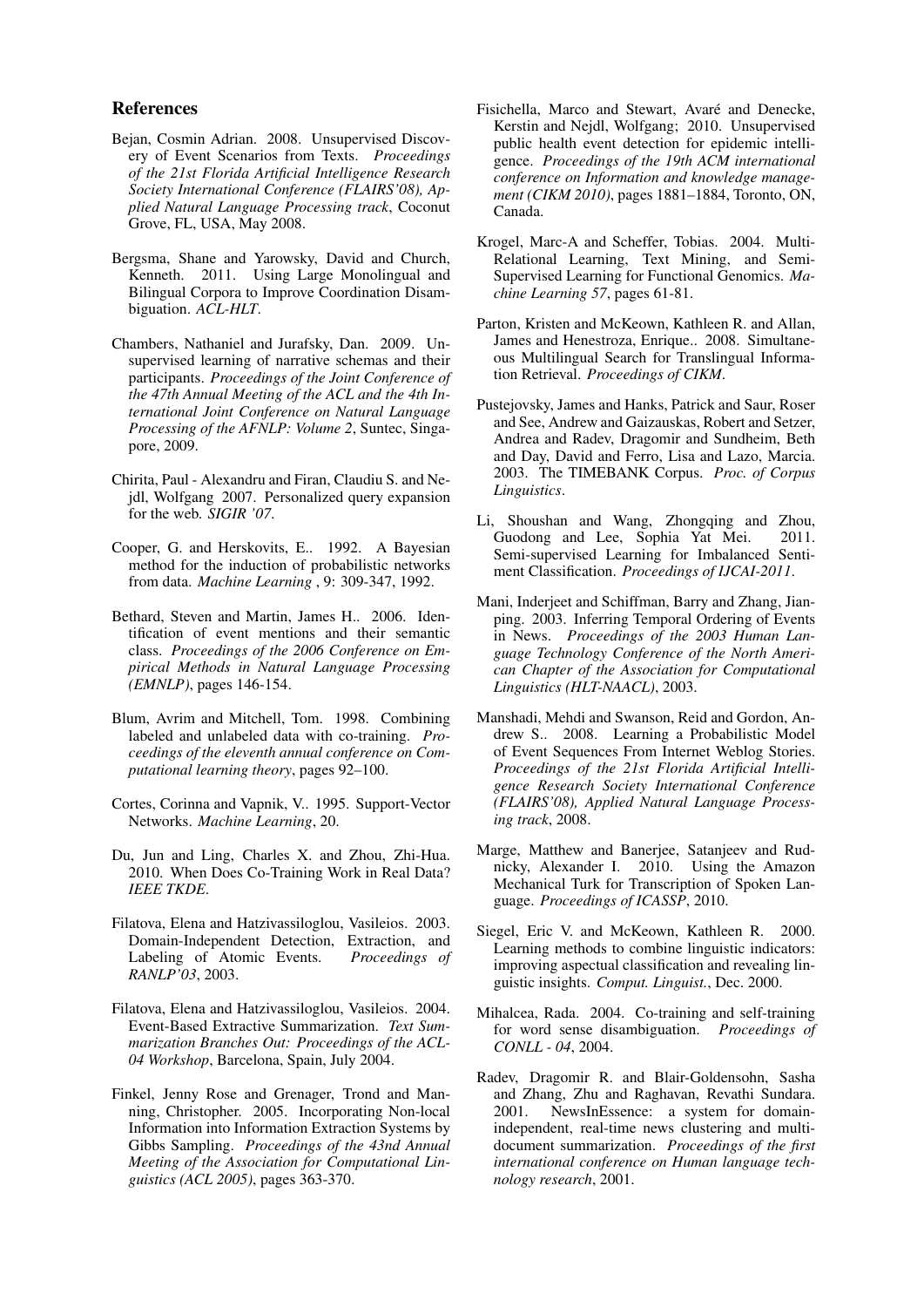## References

Bejan, Cosmin Adrian. 2008. Unsupervised Discovery of Event Scenarios from Texts. *Proceedings of the 21st Florida Artificial Intelligence Research Society International Conference (FLAIRS'08), Applied Natural Language Processing track*, Coconut Grove, FL, USA, May 2008.

Bergsma, Shane and Yarowsky, David and Church, Kenneth. 2011. Using Large Monolingual and Bilingual Corpora to Improve Coordination Disambiguation. *ACL-HLT*.

Chambers, Nathaniel and Jurafsky, Dan. 2009. Unsupervised learning of narrative schemas and their participants. *Proceedings of the Joint Conference of the 47th Annual Meeting of the ACL and the 4th International Joint Conference on Natural Language Processing of the AFNLP: Volume 2*, Suntec, Singapore, 2009.

Chirita, Paul - Alexandru and Firan, Claudiu S. and Nejdl, Wolfgang 2007. Personalized query expansion for the web. *SIGIR '07*.

Cooper, G. and Herskovits, E.. 1992. A Bayesian method for the induction of probabilistic networks from data. *Machine Learning* , 9: 309-347, 1992.

Bethard, Steven and Martin, James H.. 2006. Identification of event mentions and their semantic class. *Proceedings of the 2006 Conference on Empirical Methods in Natural Language Processing (EMNLP)*, pages 146-154.

Blum, Avrim and Mitchell, Tom. 1998. Combining labeled and unlabeled data with co-training. *Proceedings of the eleventh annual conference on Computational learning theory*, pages 92–100.

Cortes, Corinna and Vapnik, V.. 1995. Support-Vector Networks. *Machine Learning*, 20.

Du, Jun and Ling, Charles X. and Zhou, Zhi-Hua. 2010. When Does Co-Training Work in Real Data? *IEEE TKDE*.

Filatova, Elena and Hatzivassiloglou, Vasileios. 2003. Domain-Independent Detection, Extraction, and Labeling of Atomic Events. *Proceedings of RANLP'03*, 2003.

Filatova, Elena and Hatzivassiloglou, Vasileios. 2004. Event-Based Extractive Summarization. *Text Summarization Branches Out: Proceedings of the ACL-04 Workshop*, Barcelona, Spain, July 2004.

Finkel, Jenny Rose and Grenager, Trond and Manning, Christopher. 2005. Incorporating Non-local Information into Information Extraction Systems by Gibbs Sampling. *Proceedings of the 43nd Annual Meeting of the Association for Computational Linguistics (ACL 2005)*, pages 363-370.

Fisichella, Marco and Stewart, Avaré and Denecke, Kerstin and Nejdl, Wolfgang; 2010. Unsupervised public health event detection for epidemic intelligence. *Proceedings of the 19th ACM international conference on Information and knowledge management (CIKM 2010)*, pages 1881–1884, Toronto, ON, Canada.

Krogel, Marc-A and Scheffer, Tobias. 2004. Multi-Relational Learning, Text Mining, and Semi-Supervised Learning for Functional Genomics. *Machine Learning 57*, pages 61-81.

Parton, Kristen and McKeown, Kathleen R. and Allan, James and Henestroza, Enrique.. 2008. Simultaneous Multilingual Search for Translingual Information Retrieval. *Proceedings of CIKM*.

Pustejovsky, James and Hanks, Patrick and Saur, Roser and See, Andrew and Gaizauskas, Robert and Setzer, Andrea and Radev, Dragomir and Sundheim, Beth and Day, David and Ferro, Lisa and Lazo, Marcia. 2003. The TIMEBANK Corpus. *Proc. of Corpus Linguistics*.

Li, Shoushan and Wang, Zhongqing and Zhou, Guodong and Lee, Sophia Yat Mei. 2011. Semi-supervised Learning for Imbalanced Sentiment Classification. *Proceedings of IJCAI-2011*.

Mani, Inderjeet and Schiffman, Barry and Zhang, Jianping. 2003. Inferring Temporal Ordering of Events in News. *Proceedings of the 2003 Human Language Technology Conference of the North American Chapter of the Association for Computational Linguistics (HLT-NAACL)*, 2003.

Manshadi, Mehdi and Swanson, Reid and Gordon, Andrew S.. 2008. Learning a Probabilistic Model of Event Sequences From Internet Weblog Stories. *Proceedings of the 21st Florida Artificial Intelligence Research Society International Conference (FLAIRS'08), Applied Natural Language Processing track*, 2008.

Marge, Matthew and Banerjee, Satanjeev and Rudnicky, Alexander I. 2010. Using the Amazon Mechanical Turk for Transcription of Spoken Language. *Proceedings of ICASSP*, 2010.

Siegel, Eric V. and McKeown, Kathleen R. 2000. Learning methods to combine linguistic indicators: improving aspectual classification and revealing linguistic insights. *Comput. Linguist.*, Dec. 2000.

Mihalcea, Rada. 2004. Co-training and self-training for word sense disambiguation. *Proceedings of CONLL - 04*, 2004.

Radev, Dragomir R. and Blair-Goldensohn, Sasha and Zhang, Zhu and Raghavan, Revathi Sundara. 2001. NewsInEssence: a system for domain-independent, real-time news clustering and multi-document summarization. *Proceedings of the first international conference on Human language technology research*, 2001.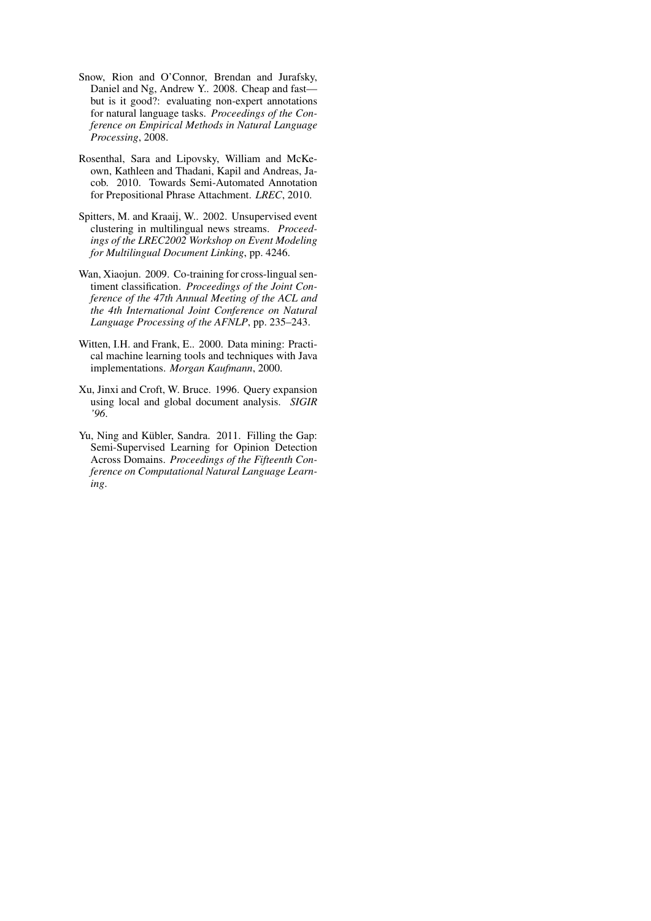Snow, Rion and O'Connor, Brendan and Jurafsky, Daniel and Ng, Andrew Y.. 2008. Cheap and fast—but is it good?: evaluating non-expert annotations for natural language tasks. *Proceedings of the Conference on Empirical Methods in Natural Language Processing*, 2008.

Rosenthal, Sara and Lipovsky, William and McKeown, Kathleen and Thadani, Kapil and Andreas, Jacob. 2010. Towards Semi-Automated Annotation for Prepositional Phrase Attachment. *LREC*, 2010.

Spitters, M. and Kraaij, W.. 2002. Unsupervised event clustering in multilingual news streams. *Proceedings of the LREC2002 Workshop on Event Modeling for Multilingual Document Linking*, pp. 4246.

Wan, Xiaojun. 2009. Co-training for cross-lingual sentiment classification. *Proceedings of the Joint Conference of the 47th Annual Meeting of the ACL and the 4th International Joint Conference on Natural Language Processing of the AFNLP*, pp. 235–243.

Witten, I.H. and Frank, E.. 2000. Data mining: Practical machine learning tools and techniques with Java implementations. *Morgan Kaufmann*, 2000.

Xu, Jinxi and Croft, W. Bruce. 1996. Query expansion using local and global document analysis. *SIGIR '96*.

Yu, Ning and Kübler, Sandra. 2011. Filling the Gap: Semi-Supervised Learning for Opinion Detection Across Domains. *Proceedings of the Fifteenth Conference on Computational Natural Language Learning*.